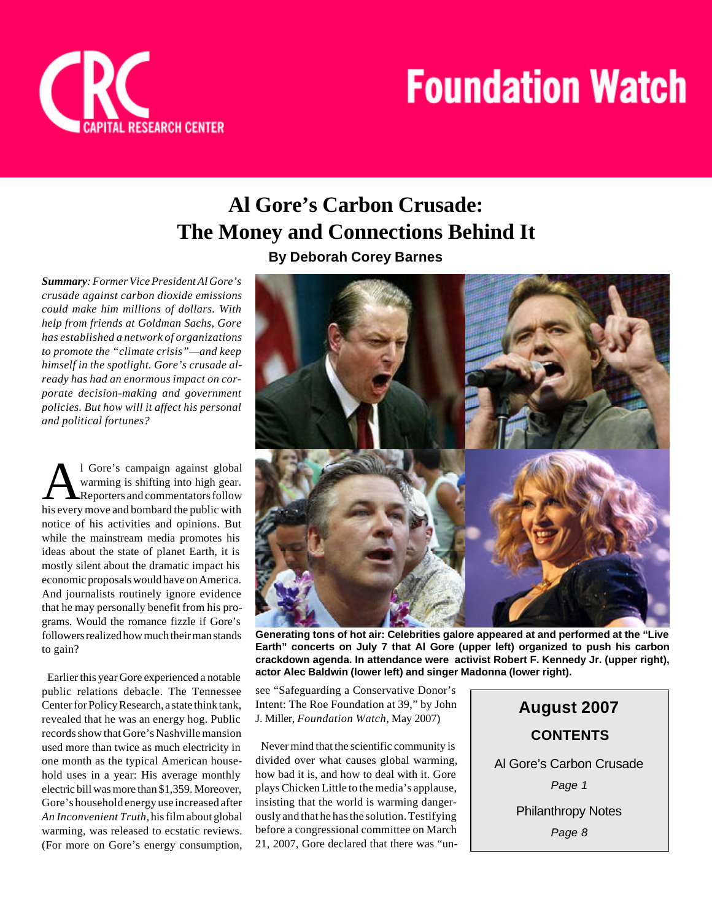# Foundation Watch

CRC CAPITAL RESEARCH CENTER

## Al Gore's Carbon Crusade: The Money and Connections Behind It

**By Deborah Corey Barnes**

***Summary**: Former Vice President Al Gore's crusade against carbon dioxide emissions could make him millions of dollars. With help from friends at Goldman Sachs, Gore has established a network of organizations to promote the "climate crisis"—and keep himself in the spotlight. Gore's crusade already has had an enormous impact on corporate decision-making and government policies. But how will it affect his personal and political fortunes?*

Al Gore's campaign against global warming is shifting into high gear. Reporters and commentators follow his every move and bombard the public with notice of his activities and opinions. But while the mainstream media promotes his ideas about the state of planet Earth, it is mostly silent about the dramatic impact his economic proposals would have on America. And journalists routinely ignore evidence that he may personally benefit from his programs. Would the romance fizzle if Gore's followers realized how much their man stands to gain?

Earlier this year Gore experienced a notable public relations debacle. The Tennessee Center for Policy Research, a state think tank, revealed that he was an energy hog. Public records show that Gore's Nashville mansion used more than twice as much electricity in one month as the typical American household uses in a year: His average monthly electric bill was more than $1,359. Moreover, Gore's household energy use increased after *An Inconvenient Truth*, his film about global warming, was released to ecstatic reviews. (For more on Gore's energy consumption, see "Safeguarding a Conservative Donor's Intent: The Roe Foundation at 39," by John J. Miller, *Foundation Watch*, May 2007)

**Generating tons of hot air: Celebrities galore appeared at and performed at the "Live Earth" concerts on July 7 that Al Gore (upper left) organized to push his carbon crackdown agenda. In attendance were activist Robert F. Kennedy Jr. (upper right), actor Alec Baldwin (lower left) and singer Madonna (lower right).**

Never mind that the scientific community is divided over what causes global warming, how bad it is, and how to deal with it. Gore plays Chicken Little to the media's applause, insisting that the world is warming dangerously and that he has the solution. Testifying before a congressional committee on March 21, 2007, Gore declared that there was "un-

**August 2007**

**CONTENTS**

Al Gore's Carbon Crusade
*Page 1*

Philanthropy Notes
*Page 8*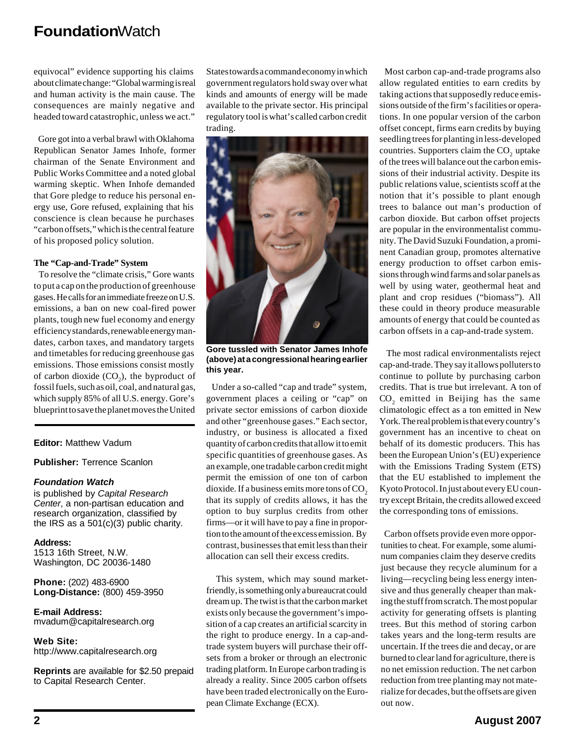equivocal" evidence supporting his claims about climate change: "Global warming is real and human activity is the main cause. The consequences are mainly negative and headed toward catastrophic, unless we act."

Gore got into a verbal brawl with Oklahoma Republican Senator James Inhofe, former chairman of the Senate Environment and Public Works Committee and a noted global warming skeptic. When Inhofe demanded that Gore pledge to reduce his personal energy use, Gore refused, explaining that his conscience is clean because he purchases "carbon offsets," which is the central feature of his proposed policy solution.

**The "Cap-and-Trade" System**

To resolve the "climate crisis," Gore wants to put a cap on the production of greenhouse gases. He calls for an immediate freeze on U.S. emissions, a ban on new coal-fired power plants, tough new fuel economy and energy efficiency standards, renewable energy mandates, carbon taxes, and mandatory targets and timetables for reducing greenhouse gas emissions. Those emissions consist mostly of carbon dioxide ($CO_2$), the byproduct of fossil fuels, such as oil, coal, and natural gas, which supply 85% of all U.S. energy. Gore's blueprint to save the planet moves the United States towards a command economy in which government regulators hold sway over what kinds and amounts of energy will be made available to the private sector. His principal regulatory tool is what's called carbon credit trading.

**Gore tussled with Senator James Inhofe (above) at a congressional hearing earlier this year.**

Under a so-called "cap and trade" system, government places a ceiling or "cap" on private sector emissions of carbon dioxide and other "greenhouse gases." Each sector, industry, or business is allocated a fixed quantity of carbon credits that allow it to emit specific quantities of greenhouse gases. As an example, one tradable carbon credit might permit the emission of one ton of carbon dioxide. If a business emits more tons of $CO_2$ that its supply of credits allows, it has the option to buy surplus credits from other firms—or it will have to pay a fine in proportion to the amount of the excess emission. By contrast, businesses that emit less than their allocation can sell their excess credits.

This system, which may sound market-friendly, is something only a bureaucrat could dream up. The twist is that the carbon market exists only because the government's imposition of a cap creates an artificial scarcity in the right to produce energy. In a cap-and-trade system buyers will purchase their offsets from a broker or through an electronic trading platform. In Europe carbon trading is already a reality. Since 2005 carbon offsets have been traded electronically on the European Climate Exchange (ECX).

Most carbon cap-and-trade programs also allow regulated entities to earn credits by taking actions that supposedly reduce emissions outside of the firm's facilities or operations. In one popular version of the carbon offset concept, firms earn credits by buying seedling trees for planting in less-developed countries. Supporters claim the $CO_2$ uptake of the trees will balance out the carbon emissions of their industrial activity. Despite its public relations value, scientists scoff at the notion that it's possible to plant enough trees to balance out man's production of carbon dioxide. But carbon offset projects are popular in the environmentalist community. The David Suzuki Foundation, a prominent Canadian group, promotes alternative energy production to offset carbon emissions through wind farms and solar panels as well by using water, geothermal heat and plant and crop residues ("biomass"). All these could in theory produce measurable amounts of energy that could be counted as carbon offsets in a cap-and-trade system.

The most radical environmentalists reject cap-and-trade. They say it allows polluters to continue to pollute by purchasing carbon credits. That is true but irrelevant. A ton of $CO_2$ emitted in Beijing has the same climatologic effect as a ton emitted in New York. The real problem is that every country's government has an incentive to cheat on behalf of its domestic producers. This has been the European Union's (EU) experience with the Emissions Trading System (ETS) that the EU established to implement the Kyoto Protocol. In just about every EU country except Britain, the credits allowed exceed the corresponding tons of emissions.

Carbon offsets provide even more opportunities to cheat. For example, some aluminum companies claim they deserve credits just because they recycle aluminum for a living—recycling being less energy intensive and thus generally cheaper than making the stuff from scratch. The most popular activity for generating offsets is planting trees. But this method of storing carbon takes years and the long-term results are uncertain. If the trees die and decay, or are burned to clear land for agriculture, there is no net emission reduction. The net carbon reduction from tree planting may not materialize for decades, but the offsets are given out now.

---

**Editor:** Matthew Vadum

**Publisher:** Terrence Scanlon

***Foundation Watch***
is published by *Capital Research Center*, a non-partisan education and research organization, classified by the IRS as a 501(c)(3) public charity.

**Address:**
1513 16th Street, N.W.
Washington, DC 20036-1480

**Phone:** (202) 483-6900
**Long-Distance:** (800) 459-3950

**E-mail Address:**
mvadum@capitalresearch.org

**Web Site:**
http://www.capitalresearch.org

**Reprints** are available for $2.50 prepaid to Capital Research Center.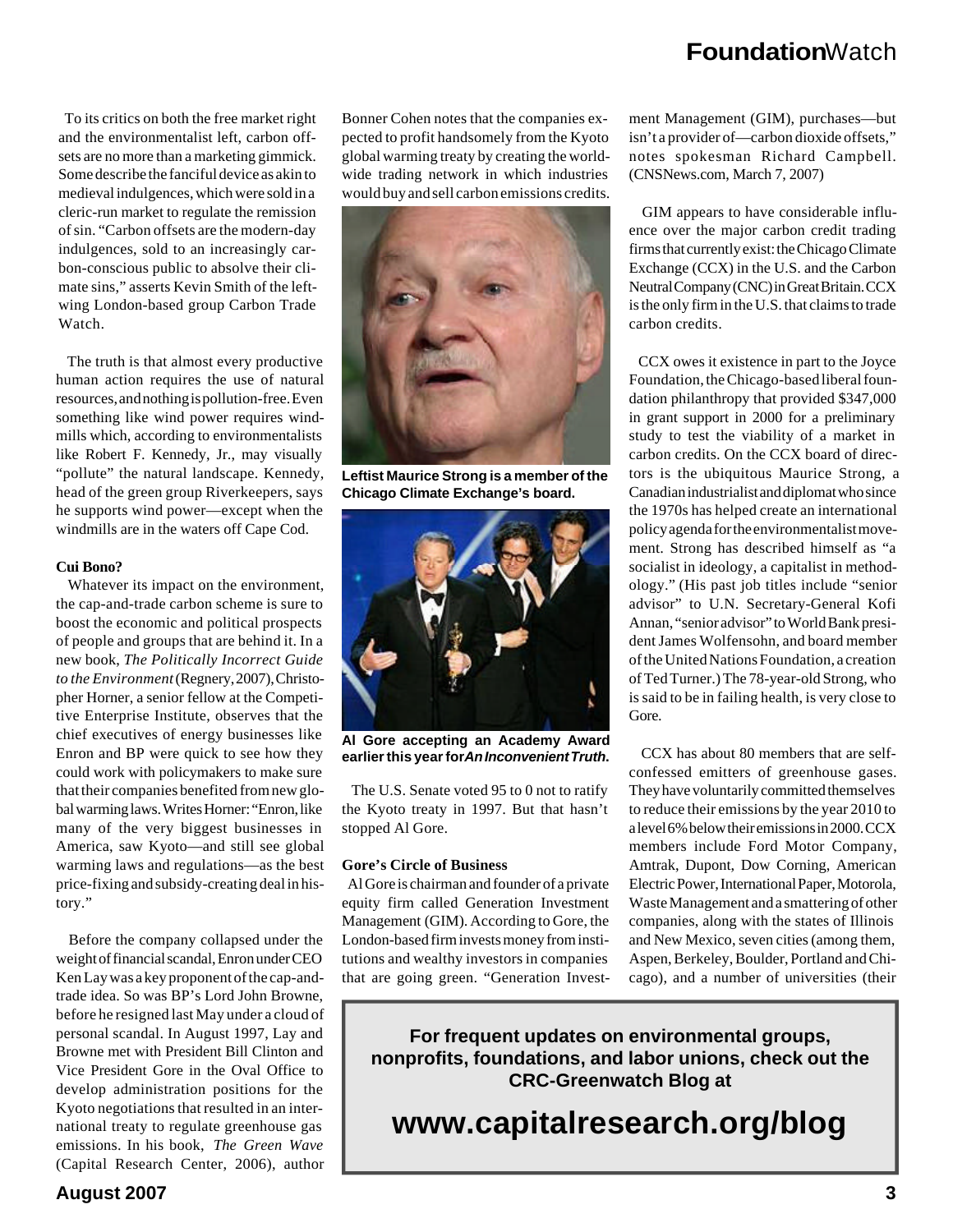To its critics on both the free market right and the environmentalist left, carbon offsets are no more than a marketing gimmick. Some describe the fanciful device as akin to medieval indulgences, which were sold in a cleric-run market to regulate the remission of sin. "Carbon offsets are the modern-day indulgences, sold to an increasingly carbon-conscious public to absolve their climate sins," asserts Kevin Smith of the left-wing London-based group Carbon Trade Watch.

The truth is that almost every productive human action requires the use of natural resources, and nothing is pollution-free. Even something like wind power requires windmills which, according to environmentalists like Robert F. Kennedy, Jr., may visually "pollute" the natural landscape. Kennedy, head of the green group Riverkeepers, says he supports wind power—except when the windmills are in the waters off Cape Cod.

**Cui Bono?**

Whatever its impact on the environment, the cap-and-trade carbon scheme is sure to boost the economic and political prospects of people and groups that are behind it. In a new book, *The Politically Incorrect Guide to the Environment* (Regnery, 2007), Christopher Horner, a senior fellow at the Competitive Enterprise Institute, observes that the chief executives of energy businesses like Enron and BP were quick to see how they could work with policymakers to make sure that their companies benefited from new global warming laws. Writes Horner: "Enron, like many of the very biggest businesses in America, saw Kyoto—and still see global warming laws and regulations—as the best price-fixing and subsidy-creating deal in history."

Before the company collapsed under the weight of financial scandal, Enron under CEO Ken Lay was a key proponent of the cap-and-trade idea. So was BP's Lord John Browne, before he resigned last May under a cloud of personal scandal. In August 1997, Lay and Browne met with President Bill Clinton and Vice President Gore in the Oval Office to develop administration positions for the Kyoto negotiations that resulted in an international treaty to regulate greenhouse gas emissions. In his book, *The Green Wave* (Capital Research Center, 2006), author Bonner Cohen notes that the companies expected to profit handsomely from the Kyoto global warming treaty by creating the worldwide trading network in which industries would buy and sell carbon emissions credits.

**Leftist Maurice Strong is a member of the Chicago Climate Exchange's board.**

**Al Gore accepting an Academy Award earlier this year for *An Inconvenient Truth*.**

The U.S. Senate voted 95 to 0 not to ratify the Kyoto treaty in 1997. But that hasn't stopped Al Gore.

**Gore's Circle of Business**

Al Gore is chairman and founder of a private equity firm called Generation Investment Management (GIM). According to Gore, the London-based firm invests money from institutions and wealthy investors in companies that are going green. "Generation Investment Management (GIM), purchases—but isn't a provider of—carbon dioxide offsets," notes spokesman Richard Campbell. (CNSNews.com, March 7, 2007)

GIM appears to have considerable influence over the major carbon credit trading firms that currently exist: the Chicago Climate Exchange (CCX) in the U.S. and the Carbon Neutral Company (CNC) in Great Britain. CCX is the only firm in the U.S. that claims to trade carbon credits.

CCX owes it existence in part to the Joyce Foundation, the Chicago-based liberal foundation philanthropy that provided $347,000 in grant support in 2000 for a preliminary study to test the viability of a market in carbon credits. On the CCX board of directors is the ubiquitous Maurice Strong, a Canadian industrialist and diplomat who since the 1970s has helped create an international policy agenda for the environmentalist movement. Strong has described himself as "a socialist in ideology, a capitalist in methodology." (His past job titles include "senior advisor" to U.N. Secretary-General Kofi Annan, "senior advisor" to World Bank president James Wolfensohn, and board member of the United Nations Foundation, a creation of Ted Turner.) The 78-year-old Strong, who is said to be in failing health, is very close to Gore.

CCX has about 80 members that are self-confessed emitters of greenhouse gases. They have voluntarily committed themselves to reduce their emissions by the year 2010 to a level 6% below their emissions in 2000. CCX members include Ford Motor Company, Amtrak, Dupont, Dow Corning, American Electric Power, International Paper, Motorola, Waste Management and a smattering of other companies, along with the states of Illinois and New Mexico, seven cities (among them, Aspen, Berkeley, Boulder, Portland and Chicago), and a number of universities (their

**For frequent updates on environmental groups, nonprofits, foundations, and labor unions, check out the CRC-Greenwatch Blog at**

## www.capitalresearch.org/blog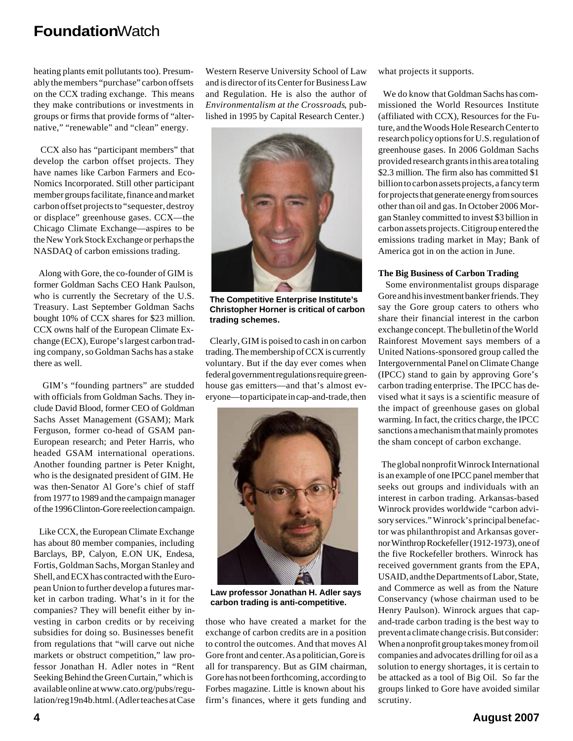heating plants emit pollutants too). Presumably the members "purchase" carbon offsets on the CCX trading exchange. This means they make contributions or investments in groups or firms that provide forms of "alternative," "renewable" and "clean" energy.

CCX also has "participant members" that develop the carbon offset projects. They have names like Carbon Farmers and Eco-Nomics Incorporated. Still other participant member groups facilitate, finance and market carbon offset projects to "sequester, destroy or displace" greenhouse gases. CCX—the Chicago Climate Exchange—aspires to be the New York Stock Exchange or perhaps the NASDAQ of carbon emissions trading.

Along with Gore, the co-founder of GIM is former Goldman Sachs CEO Hank Paulson, who is currently the Secretary of the U.S. Treasury. Last September Goldman Sachs bought 10% of CCX shares for $23 million. CCX owns half of the European Climate Exchange (ECX), Europe's largest carbon trading company, so Goldman Sachs has a stake there as well.

GIM's "founding partners" are studded with officials from Goldman Sachs. They include David Blood, former CEO of Goldman Sachs Asset Management (GSAM); Mark Ferguson, former co-head of GSAM pan-European research; and Peter Harris, who headed GSAM international operations. Another founding partner is Peter Knight, who is the designated president of GIM. He was then-Senator Al Gore's chief of staff from 1977 to 1989 and the campaign manager of the 1996 Clinton-Gore reelection campaign.

Like CCX, the European Climate Exchange has about 80 member companies, including Barclays, BP, Calyon, E.ON UK, Endesa, Fortis, Goldman Sachs, Morgan Stanley and Shell, and ECX has contracted with the European Union to further develop a futures market in carbon trading. What's in it for the companies? They will benefit either by investing in carbon credits or by receiving subsidies for doing so. Businesses benefit from regulations that "will carve out niche markets or obstruct competition," law professor Jonathan H. Adler notes in "Rent Seeking Behind the Green Curtain," which is available online at www.cato.org/pubs/regulation/reg19n4b.html. (Adler teaches at Case Western Reserve University School of Law and is director of its Center for Business Law and Regulation. He is also the author of *Environmentalism at the Crossroads*, published in 1995 by Capital Research Center.)

**The Competitive Enterprise Institute's Christopher Horner is critical of carbon trading schemes.**

Clearly, GIM is poised to cash in on carbon trading. The membership of CCX is currently voluntary. But if the day ever comes when federal government regulations require greenhouse gas emitters—and that's almost everyone—to participate in cap-and-trade, then those who have created a market for the exchange of carbon credits are in a position to control the outcomes. And that moves Al Gore front and center. As a politician, Gore is all for transparency. But as GIM chairman, Gore has not been forthcoming, according to Forbes magazine. Little is known about his firm's finances, where it gets funding and what projects it supports.

**Law professor Jonathan H. Adler says carbon trading is anti-competitive.**

We do know that Goldman Sachs has commissioned the World Resources Institute (affiliated with CCX), Resources for the Future, and the Woods Hole Research Center to research policy options for U.S. regulation of greenhouse gases. In 2006 Goldman Sachs provided research grants in this area totaling $2.3 million. The firm also has committed $1 billion to carbon assets projects, a fancy term for projects that generate energy from sources other than oil and gas. In October 2006 Morgan Stanley committed to invest $3 billion in carbon assets projects. Citigroup entered the emissions trading market in May; Bank of America got in on the action in June.

**The Big Business of Carbon Trading**

Some environmentalist groups disparage Gore and his investment banker friends. They say the Gore group caters to others who share their financial interest in the carbon exchange concept. The bulletin of the World Rainforest Movement says members of a United Nations-sponsored group called the Intergovernmental Panel on Climate Change (IPCC) stand to gain by approving Gore's carbon trading enterprise. The IPCC has devised what it says is a scientific measure of the impact of greenhouse gases on global warming. In fact, the critics charge, the IPCC sanctions a mechanism that mainly promotes the sham concept of carbon exchange.

The global nonprofit Winrock International is an example of one IPCC panel member that seeks out groups and individuals with an interest in carbon trading. Arkansas-based Winrock provides worldwide "carbon advisory services." Winrock's principal benefactor was philanthropist and Arkansas governor Winthrop Rockefeller (1912-1973), one of the five Rockefeller brothers. Winrock has received government grants from the EPA, USAID, and the Departments of Labor, State, and Commerce as well as from the Nature Conservancy (whose chairman used to be Henry Paulson). Winrock argues that cap-and-trade carbon trading is the best way to prevent a climate change crisis. But consider: When a nonprofit group takes money from oil companies and advocates drilling for oil as a solution to energy shortages, it is certain to be attacked as a tool of Big Oil. So far the groups linked to Gore have avoided similar scrutiny.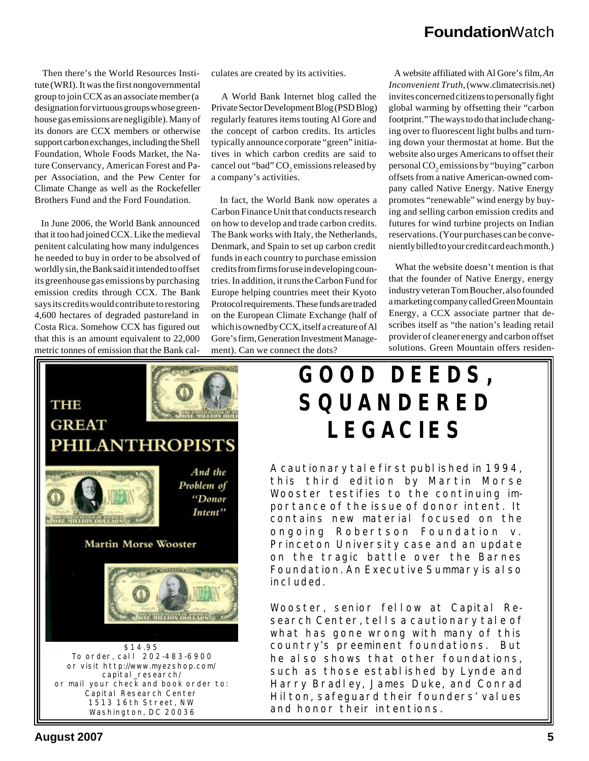Then there's the World Resources Institute (WRI). It was the first nongovernmental group to join CCX as an associate member (a designation for virtuous groups whose greenhouse gas emissions are negligible). Many of its donors are CCX members or otherwise support carbon exchanges, including the Shell Foundation, Whole Foods Market, the Nature Conservancy, American Forest and Paper Association, and the Pew Center for Climate Change as well as the Rockefeller Brothers Fund and the Ford Foundation.

In June 2006, the World Bank announced that it too had joined CCX. Like the medieval penitent calculating how many indulgences he needed to buy in order to be absolved of worldly sin, the Bank said it intended to offset its greenhouse gas emissions by purchasing emission credits through CCX. The Bank says its credits would contribute to restoring 4,600 hectares of degraded pastureland in Costa Rica. Somehow CCX has figured out that this is an amount equivalent to 22,000 metric tonnes of emission that the Bank calculates are created by its activities.

A World Bank Internet blog called the Private Sector Development Blog (PSD Blog) regularly features items touting Al Gore and the concept of carbon credits. Its articles typically announce corporate "green" initiatives in which carbon credits are said to cancel out "bad" $CO_2$ emissions released by a company's activities.

In fact, the World Bank now operates a Carbon Finance Unit that conducts research on how to develop and trade carbon credits. The Bank works with Italy, the Netherlands, Denmark, and Spain to set up carbon credit funds in each country to purchase emission credits from firms for use in developing countries. In addition, it runs the Carbon Fund for Europe helping countries meet their Kyoto Protocol requirements. These funds are traded on the European Climate Exchange (half of which is owned by CCX, itself a creature of Al Gore's firm, Generation Investment Management). Can we connect the dots?

A website affiliated with Al Gore's film, *An Inconvenient Truth*, (www.climatecrisis.net) invites concerned citizens to personally fight global warming by offsetting their "carbon footprint." The ways to do that include changing over to fluorescent light bulbs and turning down your thermostat at home. But the website also urges Americans to offset their personal $CO_2$ emissions by "buying" carbon offsets from a native American-owned company called Native Energy. Native Energy promotes "renewable" wind energy by buying and selling carbon emission credits and futures for wind turbine projects on Indian reservations. (Your purchases can be conveniently billed to your credit card each month.)

What the website doesn't mention is that that the founder of Native Energy, energy industry veteran Tom Boucher, also founded a marketing company called Green Mountain Energy, a CCX associate partner that describes itself as "the nation's leading retail provider of cleaner energy and carbon offset solutions. Green Mountain offers residen-

---

**THE GREAT PHILANTHROPISTS**

*And the Problem of "Donor Intent"*

**Martin Morse Wooster**

$14.95
To order, call 202-483-6900
or visit http://www.myezshop.com/capital_research/
or mail your check and book order to:
Capital Research Center
1513 16th Street, NW
Washington, DC 20036

## GOOD DEEDS, SQUANDERED LEGACIES

A cautionary tale first published in 1994, this third edition by Martin Morse Wooster testifies to the continuing importance of the issue of donor intent. It contains new material focused on the ongoing Robertson Foundation v. Princeton University case and an update on the tragic battle over the Barnes Foundation. An Executive Summary is also included.

Wooster, senior fellow at Capital Research Center, tells a cautionary tale of what has gone wrong with many of this country's preeminent foundations. But he also shows that other foundations, such as those established by Lynde and Harry Bradley, James Duke, and Conrad Hilton, safeguard their founders' values and honor their intentions.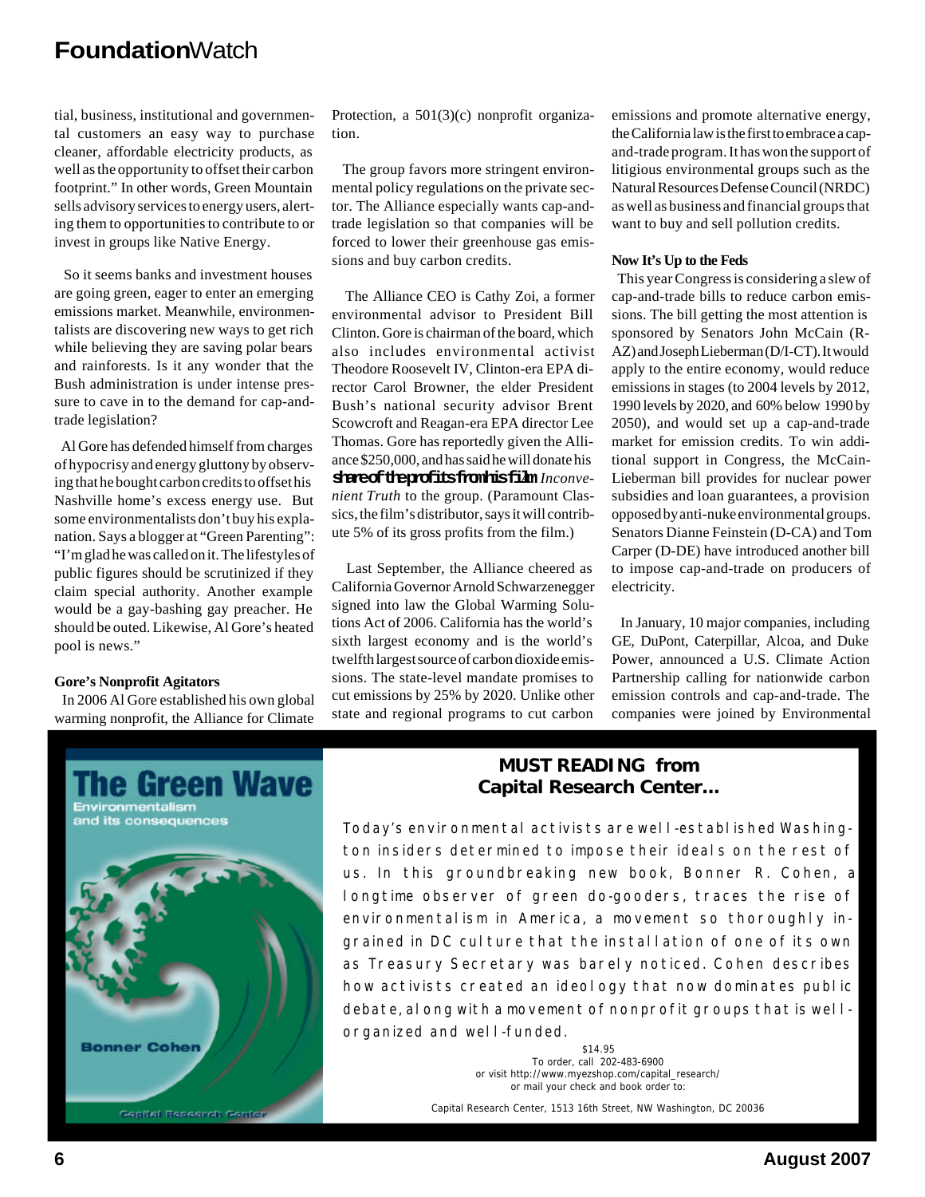tial, business, institutional and governmental customers an easy way to purchase cleaner, affordable electricity products, as well as the opportunity to offset their carbon footprint." In other words, Green Mountain sells advisory services to energy users, alerting them to opportunities to contribute to or invest in groups like Native Energy.

So it seems banks and investment houses are going green, eager to enter an emerging emissions market. Meanwhile, environmentalists are discovering new ways to get rich while believing they are saving polar bears and rainforests. Is it any wonder that the Bush administration is under intense pressure to cave in to the demand for cap-and-trade legislation?

Al Gore has defended himself from charges of hypocrisy and energy gluttony by observing that he bought carbon credits to offset his Nashville home's excess energy use. But some environmentalists don't buy his explanation. Says a blogger at "Green Parenting": "I'm glad he was called on it. The lifestyles of public figures should be scrutinized if they claim special authority. Another example would be a gay-bashing gay preacher. He should be outed. Likewise, Al Gore's heated pool is news."

**Gore's Nonprofit Agitators**

In 2006 Al Gore established his own global warming nonprofit, the Alliance for Climate Protection, a 501(3)(c) nonprofit organization.

The group favors more stringent environmental policy regulations on the private sector. The Alliance especially wants cap-and-trade legislation so that companies will be forced to lower their greenhouse gas emissions and buy carbon credits.

The Alliance CEO is Cathy Zoi, a former environmental advisor to President Bill Clinton. Gore is chairman of the board, which also includes environmental activist Theodore Roosevelt IV, Clinton-era EPA director Carol Browner, the elder President Bush's national security advisor Brent Scowcroft and Reagan-era EPA director Lee Thomas. Gore has reportedly given the Alliance $250,000, and has said he will donate his share of the profits from his film *Inconvenient Truth* to the group. (Paramount Classics, the film's distributor, says it will contribute 5% of its gross profits from the film.)

Last September, the Alliance cheered as California Governor Arnold Schwarzenegger signed into law the Global Warming Solutions Act of 2006. California has the world's sixth largest economy and is the world's twelfth largest source of carbon dioxide emissions. The state-level mandate promises to cut emissions by 25% by 2020. Unlike other state and regional programs to cut carbon emissions and promote alternative energy, the California law is the first to embrace a cap-and-trade program. It has won the support of litigious environmental groups such as the Natural Resources Defense Council (NRDC) as well as business and financial groups that want to buy and sell pollution credits.

**Now It's Up to the Feds**

This year Congress is considering a slew of cap-and-trade bills to reduce carbon emissions. The bill getting the most attention is sponsored by Senators John McCain (R-AZ) and Joseph Lieberman (D/I-CT). It would apply to the entire economy, would reduce emissions in stages (to 2004 levels by 2012, 1990 levels by 2020, and 60% below 1990 by 2050), and would set up a cap-and-trade market for emission credits. To win additional support in Congress, the McCain-Lieberman bill provides for nuclear power subsidies and loan guarantees, a provision opposed by anti-nuke environmental groups. Senators Dianne Feinstein (D-CA) and Tom Carper (D-DE) have introduced another bill to impose cap-and-trade on producers of electricity.

In January, 10 major companies, including GE, DuPont, Caterpillar, Alcoa, and Duke Power, announced a U.S. Climate Action Partnership calling for nationwide carbon emission controls and cap-and-trade. The companies were joined by Environmental

---

**The Green Wave**
Environmentalism and its consequences
Bonner Cohen
Capital Research Center

**MUST READING from Capital Research Center...**

Today's environmental activists are well-established Washington insiders determined to impose their ideals on the rest of us. In this groundbreaking new book, Bonner R. Cohen, a longtime observer of green do-gooders, traces the rise of environmentalism in America, a movement so thoroughly ingrained in DC culture that the installation of one of its own as Treasury Secretary was barely noticed. Cohen describes how activists created an ideology that now dominates public debate, along with a movement of nonprofit groups that is well-organized and well-funded.

$14.95
To order, call 202-483-6900
or visit http://www.myezshop.com/capital_research/
or mail your check and book order to:

Capital Research Center, 1513 16th Street, NW Washington, DC 20036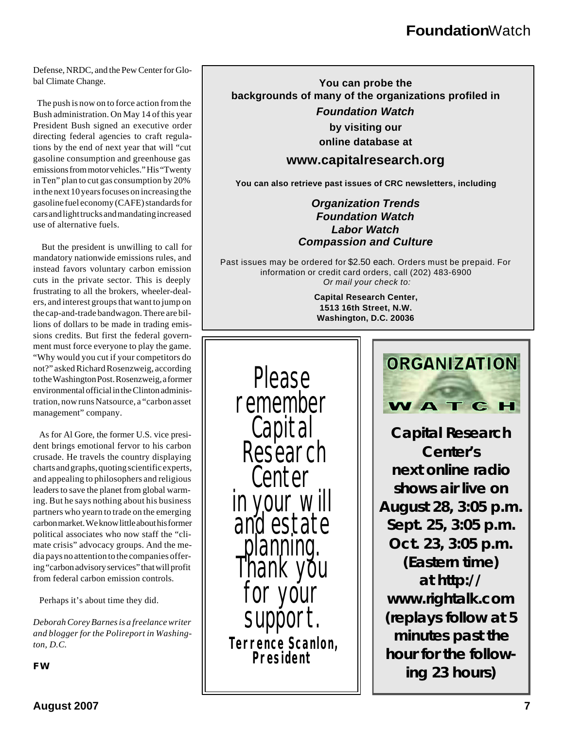Defense, NRDC, and the Pew Center for Global Climate Change.

The push is now on to force action from the Bush administration. On May 14 of this year President Bush signed an executive order directing federal agencies to craft regulations by the end of next year that will "cut gasoline consumption and greenhouse gas emissions from motor vehicles." His "Twenty in Ten" plan to cut gas consumption by 20% in the next 10 years focuses on increasing the gasoline fuel economy (CAFE) standards for cars and light trucks and mandating increased use of alternative fuels.

But the president is unwilling to call for mandatory nationwide emissions rules, and instead favors voluntary carbon emission cuts in the private sector. This is deeply frustrating to all the brokers, wheeler-dealers, and interest groups that want to jump on the cap-and-trade bandwagon. There are billions of dollars to be made in trading emissions credits. But first the federal government must force everyone to play the game. "Why would you cut if your competitors do not?" asked Richard Rosenzweig, according to the Washington Post. Rosenzweig, a former environmental official in the Clinton administration, now runs Natsource, a "carbon asset management" company.

As for Al Gore, the former U.S. vice president brings emotional fervor to his carbon crusade. He travels the country displaying charts and graphs, quoting scientific experts, and appealing to philosophers and religious leaders to save the planet from global warming. But he says nothing about his business partners who yearn to trade on the emerging carbon market. We know little about his former political associates who now staff the "climate crisis" advocacy groups. And the media pays no attention to the companies offering "carbon advisory services" that will profit from federal carbon emission controls.

Perhaps it's about time they did.

*Deborah Corey Barnes is a freelance writer and blogger for the Polireport in Washington, D.C.*

**FW**

---

**You can probe the backgrounds of many of the organizations profiled in**

***Foundation Watch***

**by visiting our online database at**

**www.capitalresearch.org**

**You can also retrieve past issues of CRC newsletters, including**

***Organization Trends***
***Foundation Watch***
***Labor Watch***
***Compassion and Culture***

Past issues may be ordered for $2.50 each. Orders must be prepaid. For information or credit card orders, call (202) 483-6900
*Or mail your check to:*

**Capital Research Center,**
**1513 16th Street, N.W.**
**Washington, D.C. 20036**

---

Please remember Capital Research Center in your will and estate planning. Thank you for your support.

**Terrence Scanlon, President**

---

**ORGANIZATION WATCH**

**Capital Research Center's next online radio shows air live on August 28, 3:05 p.m. Sept. 25, 3:05 p.m. Oct. 23, 3:05 p.m. (Eastern time) at http://www.rightalk.com (replays follow at 5 minutes past the hour for the following 23 hours)**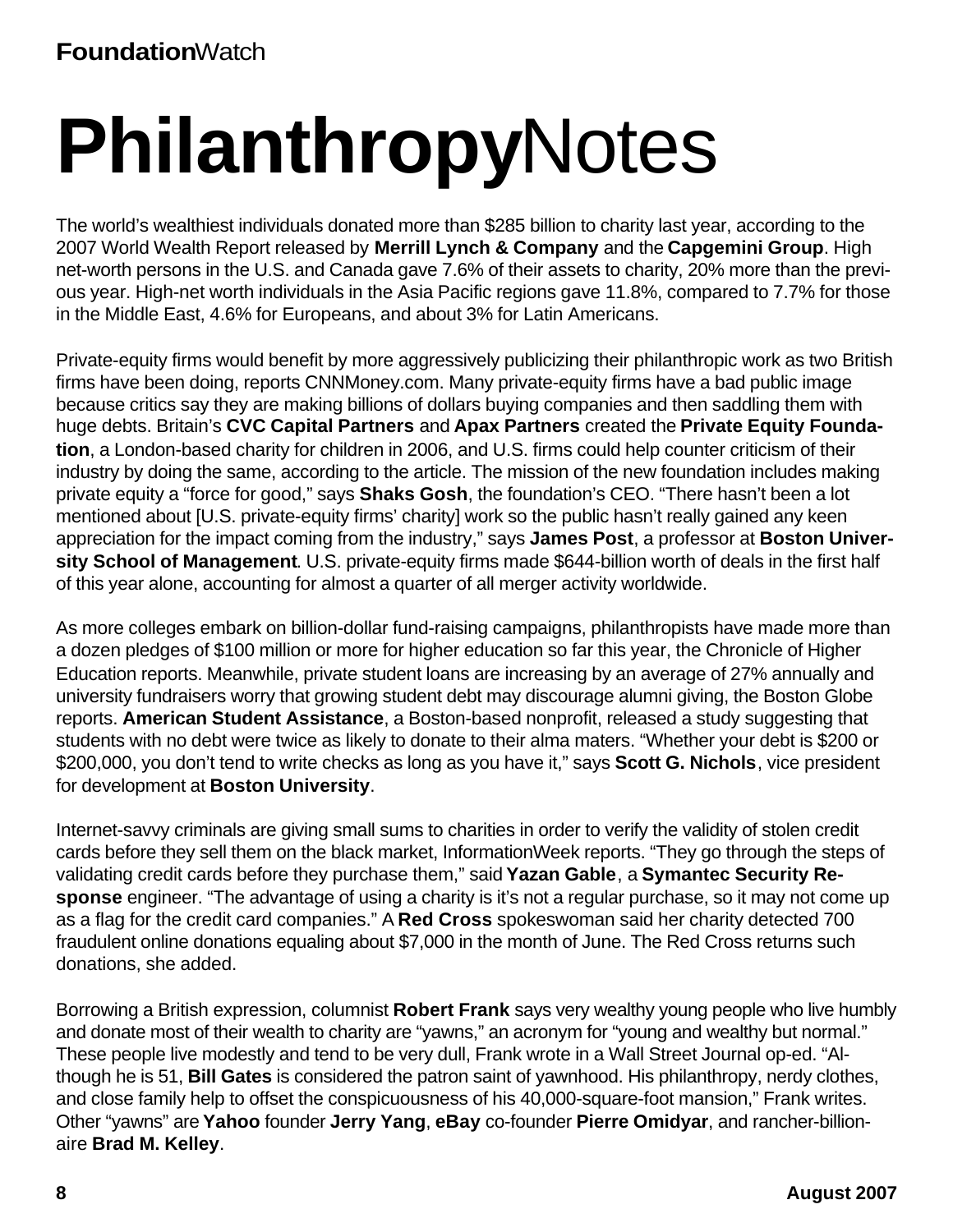# **Philanthropy**Notes

The world's wealthiest individuals donated more than $285 billion to charity last year, according to the 2007 World Wealth Report released by **Merrill Lynch & Company** and the **Capgemini Group**. High net-worth persons in the U.S. and Canada gave 7.6% of their assets to charity, 20% more than the previous year. High-net worth individuals in the Asia Pacific regions gave 11.8%, compared to 7.7% for those in the Middle East, 4.6% for Europeans, and about 3% for Latin Americans.

Private-equity firms would benefit by more aggressively publicizing their philanthropic work as two British firms have been doing, reports CNNMoney.com. Many private-equity firms have a bad public image because critics say they are making billions of dollars buying companies and then saddling them with huge debts. Britain's **CVC Capital Partners** and **Apax Partners** created the **Private Equity Foundation**, a London-based charity for children in 2006, and U.S. firms could help counter criticism of their industry by doing the same, according to the article. The mission of the new foundation includes making private equity a "force for good," says **Shaks Gosh**, the foundation's CEO. "There hasn't been a lot mentioned about [U.S. private-equity firms' charity] work so the public hasn't really gained any keen appreciation for the impact coming from the industry," says **James Post**, a professor at **Boston University School of Management**. U.S. private-equity firms made $644-billion worth of deals in the first half of this year alone, accounting for almost a quarter of all merger activity worldwide.

As more colleges embark on billion-dollar fund-raising campaigns, philanthropists have made more than a dozen pledges of $100 million or more for higher education so far this year, the Chronicle of Higher Education reports. Meanwhile, private student loans are increasing by an average of 27% annually and university fundraisers worry that growing student debt may discourage alumni giving, the Boston Globe reports. **American Student Assistance**, a Boston-based nonprofit, released a study suggesting that students with no debt were twice as likely to donate to their alma maters. "Whether your debt is $200 or $200,000, you don't tend to write checks as long as you have it," says **Scott G. Nichols**, vice president for development at **Boston University**.

Internet-savvy criminals are giving small sums to charities in order to verify the validity of stolen credit cards before they sell them on the black market, InformationWeek reports. "They go through the steps of validating credit cards before they purchase them," said **Yazan Gable**, a **Symantec Security Response** engineer. "The advantage of using a charity is it's not a regular purchase, so it may not come up as a flag for the credit card companies." A **Red Cross** spokeswoman said her charity detected 700 fraudulent online donations equaling about $7,000 in the month of June. The Red Cross returns such donations, she added.

Borrowing a British expression, columnist **Robert Frank** says very wealthy young people who live humbly and donate most of their wealth to charity are "yawns," an acronym for "young and wealthy but normal." These people live modestly and tend to be very dull, Frank wrote in a Wall Street Journal op-ed. "Although he is 51, **Bill Gates** is considered the patron saint of yawnhood. His philanthropy, nerdy clothes, and close family help to offset the conspicuousness of his 40,000-square-foot mansion," Frank writes. Other "yawns" are **Yahoo** founder **Jerry Yang**, **eBay** co-founder **Pierre Omidyar**, and rancher-billionaire **Brad M. Kelley**.